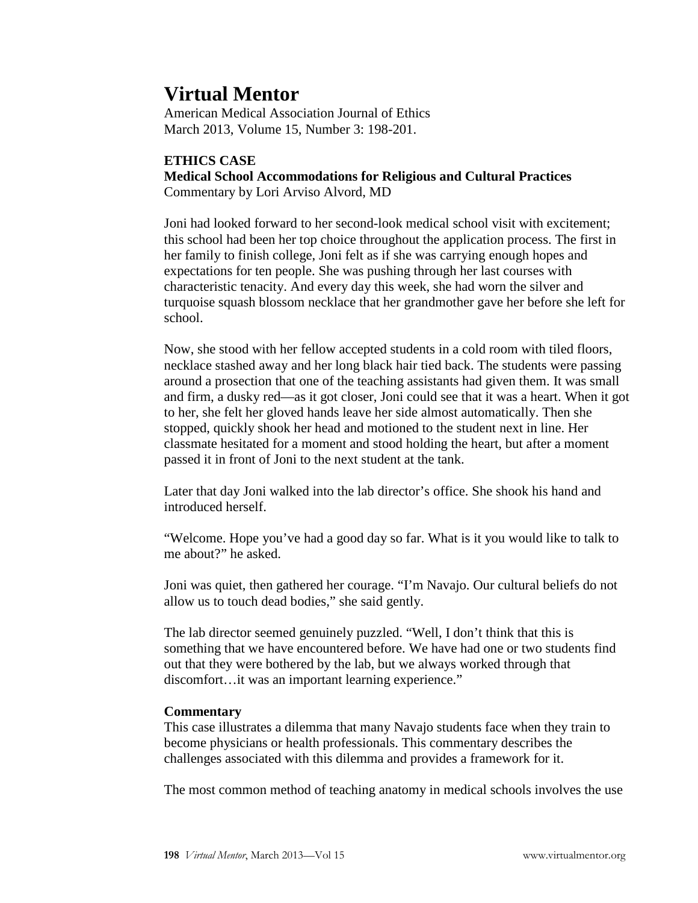# Virtual Mentor

American Medical Association Journal of Ethics
March 2013, Volume 15, Number 3: 198-201.

**ETHICS CASE**

**Medical School Accommodations for Religious and Cultural Practices**

Commentary by Lori Arviso Alvord, MD

Joni had looked forward to her second-look medical school visit with excitement; this school had been her top choice throughout the application process. The first in her family to finish college, Joni felt as if she was carrying enough hopes and expectations for ten people. She was pushing through her last courses with characteristic tenacity. And every day this week, she had worn the silver and turquoise squash blossom necklace that her grandmother gave her before she left for school.

Now, she stood with her fellow accepted students in a cold room with tiled floors, necklace stashed away and her long black hair tied back. The students were passing around a prosection that one of the teaching assistants had given them. It was small and firm, a dusky red—as it got closer, Joni could see that it was a heart. When it got to her, she felt her gloved hands leave her side almost automatically. Then she stopped, quickly shook her head and motioned to the student next in line. Her classmate hesitated for a moment and stood holding the heart, but after a moment passed it in front of Joni to the next student at the tank.

Later that day Joni walked into the lab director's office. She shook his hand and introduced herself.

"Welcome. Hope you've had a good day so far. What is it you would like to talk to me about?" he asked.

Joni was quiet, then gathered her courage. "I'm Navajo. Our cultural beliefs do not allow us to touch dead bodies," she said gently.

The lab director seemed genuinely puzzled. "Well, I don't think that this is something that we have encountered before. We have had one or two students find out that they were bothered by the lab, but we always worked through that discomfort…it was an important learning experience."

**Commentary**

This case illustrates a dilemma that many Navajo students face when they train to become physicians or health professionals. This commentary describes the challenges associated with this dilemma and provides a framework for it.

The most common method of teaching anatomy in medical schools involves the use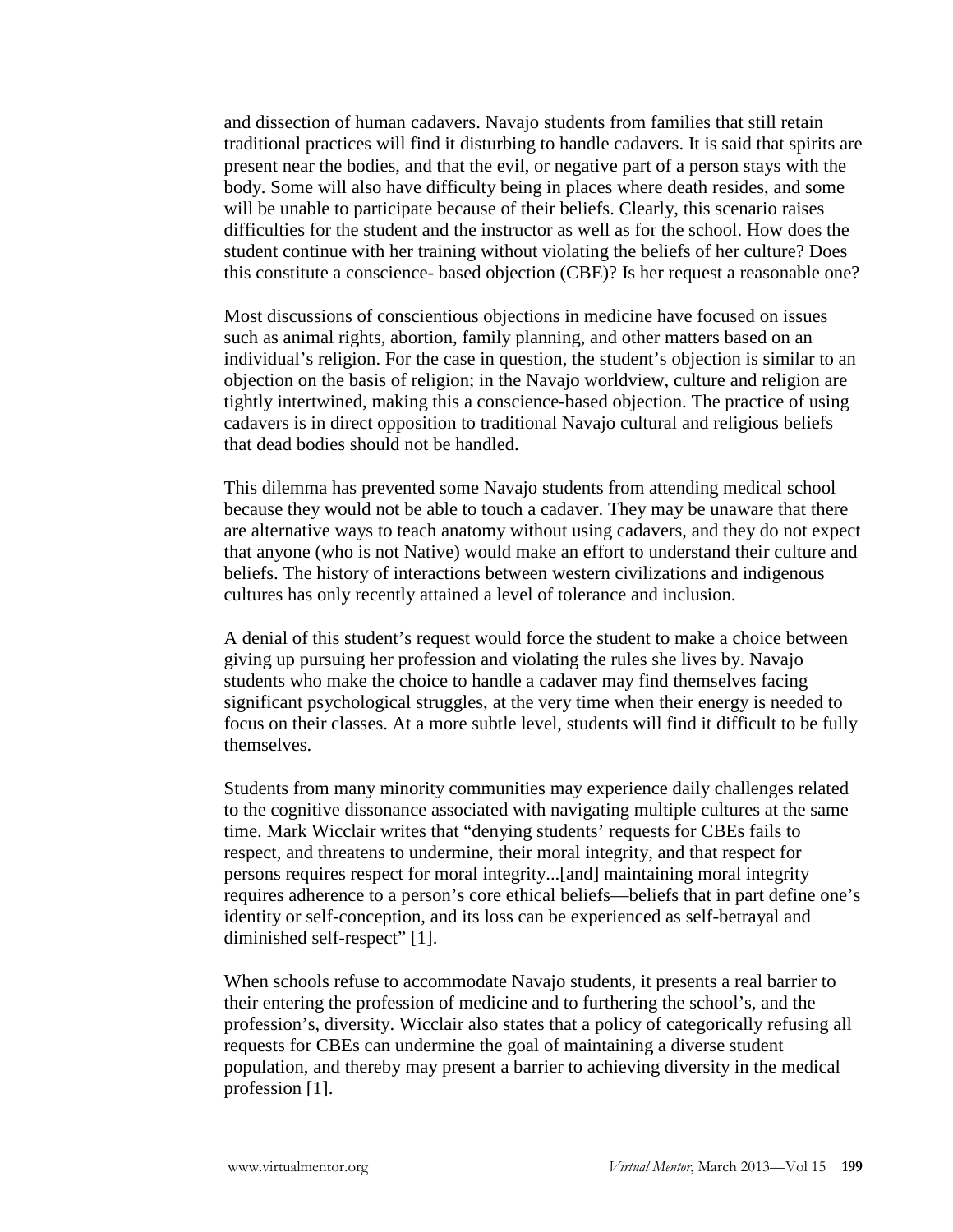and dissection of human cadavers. Navajo students from families that still retain traditional practices will find it disturbing to handle cadavers. It is said that spirits are present near the bodies, and that the evil, or negative part of a person stays with the body. Some will also have difficulty being in places where death resides, and some will be unable to participate because of their beliefs. Clearly, this scenario raises difficulties for the student and the instructor as well as for the school. How does the student continue with her training without violating the beliefs of her culture? Does this constitute a conscience- based objection (CBE)? Is her request a reasonable one?

Most discussions of conscientious objections in medicine have focused on issues such as animal rights, abortion, family planning, and other matters based on an individual's religion. For the case in question, the student's objection is similar to an objection on the basis of religion; in the Navajo worldview, culture and religion are tightly intertwined, making this a conscience-based objection. The practice of using cadavers is in direct opposition to traditional Navajo cultural and religious beliefs that dead bodies should not be handled.

This dilemma has prevented some Navajo students from attending medical school because they would not be able to touch a cadaver. They may be unaware that there are alternative ways to teach anatomy without using cadavers, and they do not expect that anyone (who is not Native) would make an effort to understand their culture and beliefs. The history of interactions between western civilizations and indigenous cultures has only recently attained a level of tolerance and inclusion.

A denial of this student's request would force the student to make a choice between giving up pursuing her profession and violating the rules she lives by. Navajo students who make the choice to handle a cadaver may find themselves facing significant psychological struggles, at the very time when their energy is needed to focus on their classes. At a more subtle level, students will find it difficult to be fully themselves.

Students from many minority communities may experience daily challenges related to the cognitive dissonance associated with navigating multiple cultures at the same time. Mark Wicclair writes that "denying students' requests for CBEs fails to respect, and threatens to undermine, their moral integrity, and that respect for persons requires respect for moral integrity...[and] maintaining moral integrity requires adherence to a person's core ethical beliefs—beliefs that in part define one's identity or self-conception, and its loss can be experienced as self-betrayal and diminished self-respect" [1].

When schools refuse to accommodate Navajo students, it presents a real barrier to their entering the profession of medicine and to furthering the school's, and the profession's, diversity. Wicclair also states that a policy of categorically refusing all requests for CBEs can undermine the goal of maintaining a diverse student population, and thereby may present a barrier to achieving diversity in the medical profession [1].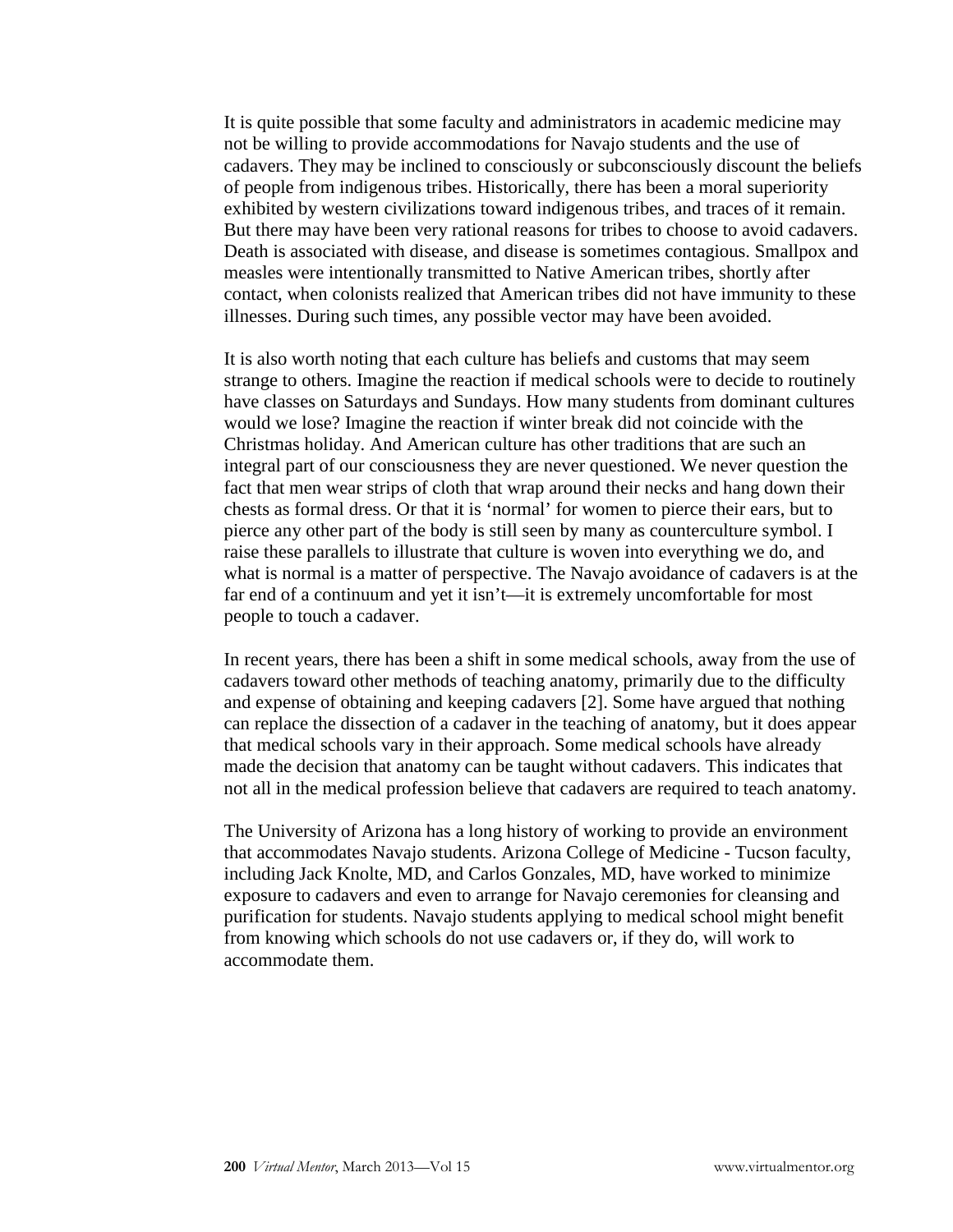It is quite possible that some faculty and administrators in academic medicine may not be willing to provide accommodations for Navajo students and the use of cadavers. They may be inclined to consciously or subconsciously discount the beliefs of people from indigenous tribes. Historically, there has been a moral superiority exhibited by western civilizations toward indigenous tribes, and traces of it remain. But there may have been very rational reasons for tribes to choose to avoid cadavers. Death is associated with disease, and disease is sometimes contagious. Smallpox and measles were intentionally transmitted to Native American tribes, shortly after contact, when colonists realized that American tribes did not have immunity to these illnesses. During such times, any possible vector may have been avoided.

It is also worth noting that each culture has beliefs and customs that may seem strange to others. Imagine the reaction if medical schools were to decide to routinely have classes on Saturdays and Sundays. How many students from dominant cultures would we lose? Imagine the reaction if winter break did not coincide with the Christmas holiday. And American culture has other traditions that are such an integral part of our consciousness they are never questioned. We never question the fact that men wear strips of cloth that wrap around their necks and hang down their chests as formal dress. Or that it is 'normal' for women to pierce their ears, but to pierce any other part of the body is still seen by many as counterculture symbol. I raise these parallels to illustrate that culture is woven into everything we do, and what is normal is a matter of perspective. The Navajo avoidance of cadavers is at the far end of a continuum and yet it isn't—it is extremely uncomfortable for most people to touch a cadaver.

In recent years, there has been a shift in some medical schools, away from the use of cadavers toward other methods of teaching anatomy, primarily due to the difficulty and expense of obtaining and keeping cadavers [2]. Some have argued that nothing can replace the dissection of a cadaver in the teaching of anatomy, but it does appear that medical schools vary in their approach. Some medical schools have already made the decision that anatomy can be taught without cadavers. This indicates that not all in the medical profession believe that cadavers are required to teach anatomy.

The University of Arizona has a long history of working to provide an environment that accommodates Navajo students. Arizona College of Medicine - Tucson faculty, including Jack Knolte, MD, and Carlos Gonzales, MD, have worked to minimize exposure to cadavers and even to arrange for Navajo ceremonies for cleansing and purification for students. Navajo students applying to medical school might benefit from knowing which schools do not use cadavers or, if they do, will work to accommodate them.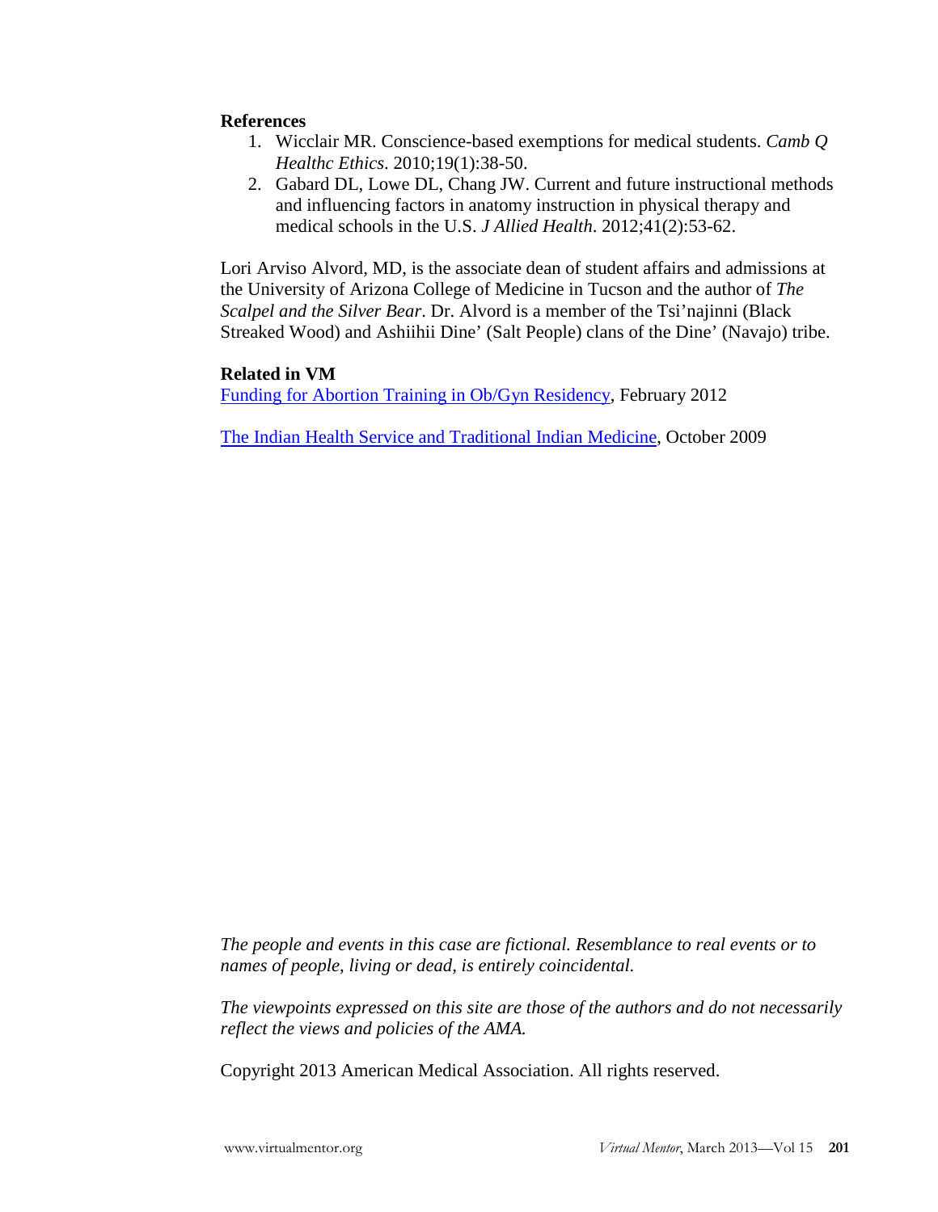**References**

1. Wicclair MR. Conscience-based exemptions for medical students. *Camb Q Healthc Ethics*. 2010;19(1):38-50.
2. Gabard DL, Lowe DL, Chang JW. Current and future instructional methods and influencing factors in anatomy instruction in physical therapy and medical schools in the U.S. *J Allied Health*. 2012;41(2):53-62.

Lori Arviso Alvord, MD, is the associate dean of student affairs and admissions at the University of Arizona College of Medicine in Tucson and the author of *The Scalpel and the Silver Bear*. Dr. Alvord is a member of the Tsi'najinni (Black Streaked Wood) and Ashiihii Dine' (Salt People) clans of the Dine' (Navajo) tribe.

**Related in VM**

Funding for Abortion Training in Ob/Gyn Residency, February 2012

The Indian Health Service and Traditional Indian Medicine, October 2009

*The people and events in this case are fictional. Resemblance to real events or to names of people, living or dead, is entirely coincidental.*

*The viewpoints expressed on this site are those of the authors and do not necessarily reflect the views and policies of the AMA.*

Copyright 2013 American Medical Association. All rights reserved.